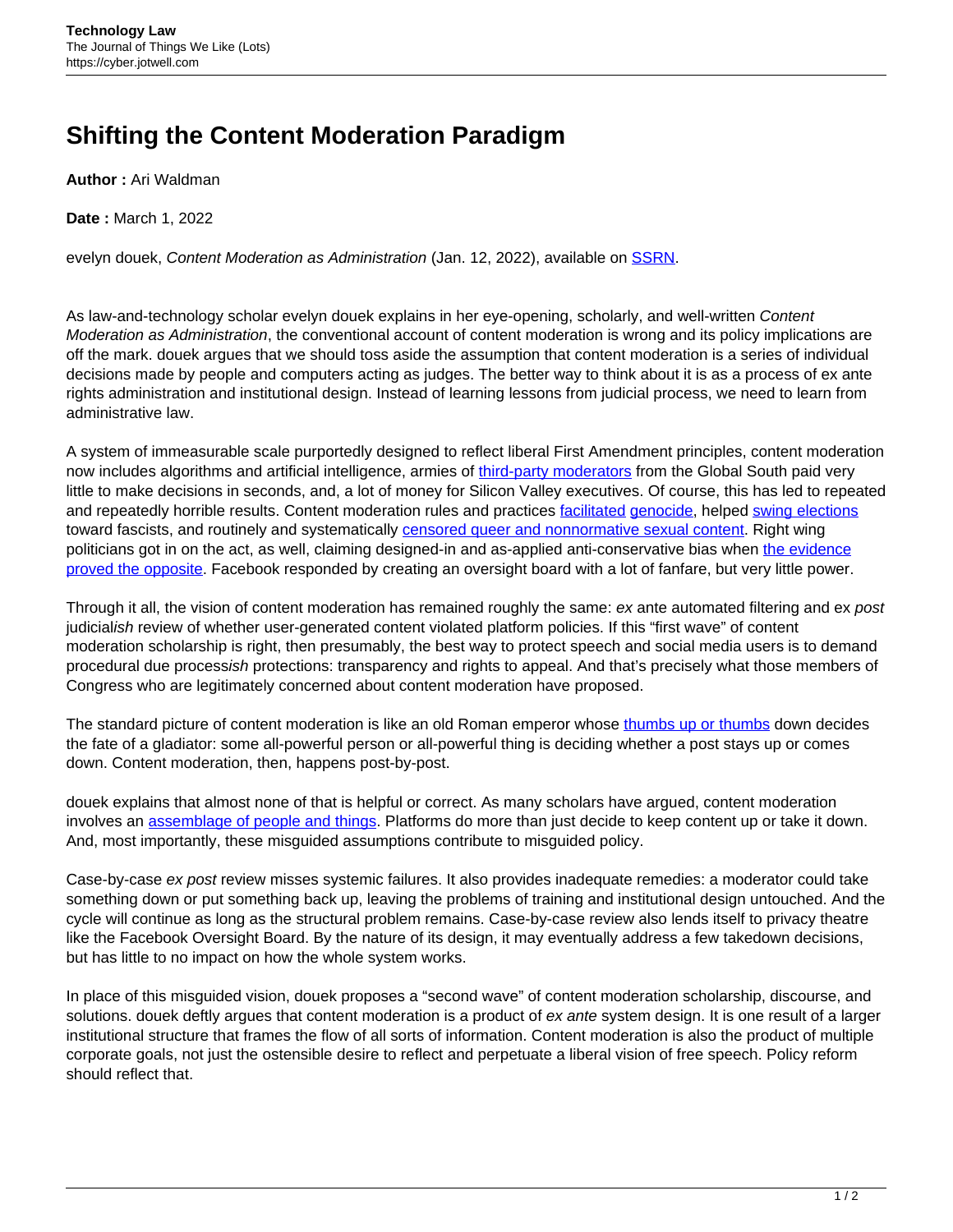# Shifting the Content Moderation Paradigm

**Author :** Ari Waldman

**Date :** March 1, 2022

evelyn douek, *Content Moderation as Administration* (Jan. 12, 2022), available on SSRN.

As law-and-technology scholar evelyn douek explains in her eye-opening, scholarly, and well-written *Content Moderation as Administration*, the conventional account of content moderation is wrong and its policy implications are off the mark. douek argues that we should toss aside the assumption that content moderation is a series of individual decisions made by people and computers acting as judges. The better way to think about it is as a process of ex ante rights administration and institutional design. Instead of learning lessons from judicial process, we need to learn from administrative law.

A system of immeasurable scale purportedly designed to reflect liberal First Amendment principles, content moderation now includes algorithms and artificial intelligence, armies of third-party moderators from the Global South paid very little to make decisions in seconds, and, a lot of money for Silicon Valley executives. Of course, this has led to repeated and repeatedly horrible results. Content moderation rules and practices facilitated genocide, helped swing elections toward fascists, and routinely and systematically censored queer and nonnormative sexual content. Right wing politicians got in on the act, as well, claiming designed-in and as-applied anti-conservative bias when the evidence proved the opposite. Facebook responded by creating an oversight board with a lot of fanfare, but very little power.

Through it all, the vision of content moderation has remained roughly the same: *ex* ante automated filtering and ex *post* judicial*ish* review of whether user-generated content violated platform policies. If this "first wave" of content moderation scholarship is right, then presumably, the best way to protect speech and social media users is to demand procedural due process*ish* protections: transparency and rights to appeal. And that's precisely what those members of Congress who are legitimately concerned about content moderation have proposed.

The standard picture of content moderation is like an old Roman emperor whose thumbs up or thumbs down decides the fate of a gladiator: some all-powerful person or all-powerful thing is deciding whether a post stays up or comes down. Content moderation, then, happens post-by-post.

douek explains that almost none of that is helpful or correct. As many scholars have argued, content moderation involves an assemblage of people and things. Platforms do more than just decide to keep content up or take it down. And, most importantly, these misguided assumptions contribute to misguided policy.

Case-by-case *ex post* review misses systemic failures. It also provides inadequate remedies: a moderator could take something down or put something back up, leaving the problems of training and institutional design untouched. And the cycle will continue as long as the structural problem remains. Case-by-case review also lends itself to privacy theatre like the Facebook Oversight Board. By the nature of its design, it may eventually address a few takedown decisions, but has little to no impact on how the whole system works.

In place of this misguided vision, douek proposes a "second wave" of content moderation scholarship, discourse, and solutions. douek deftly argues that content moderation is a product of *ex ante* system design. It is one result of a larger institutional structure that frames the flow of all sorts of information. Content moderation is also the product of multiple corporate goals, not just the ostensible desire to reflect and perpetuate a liberal vision of free speech. Policy reform should reflect that.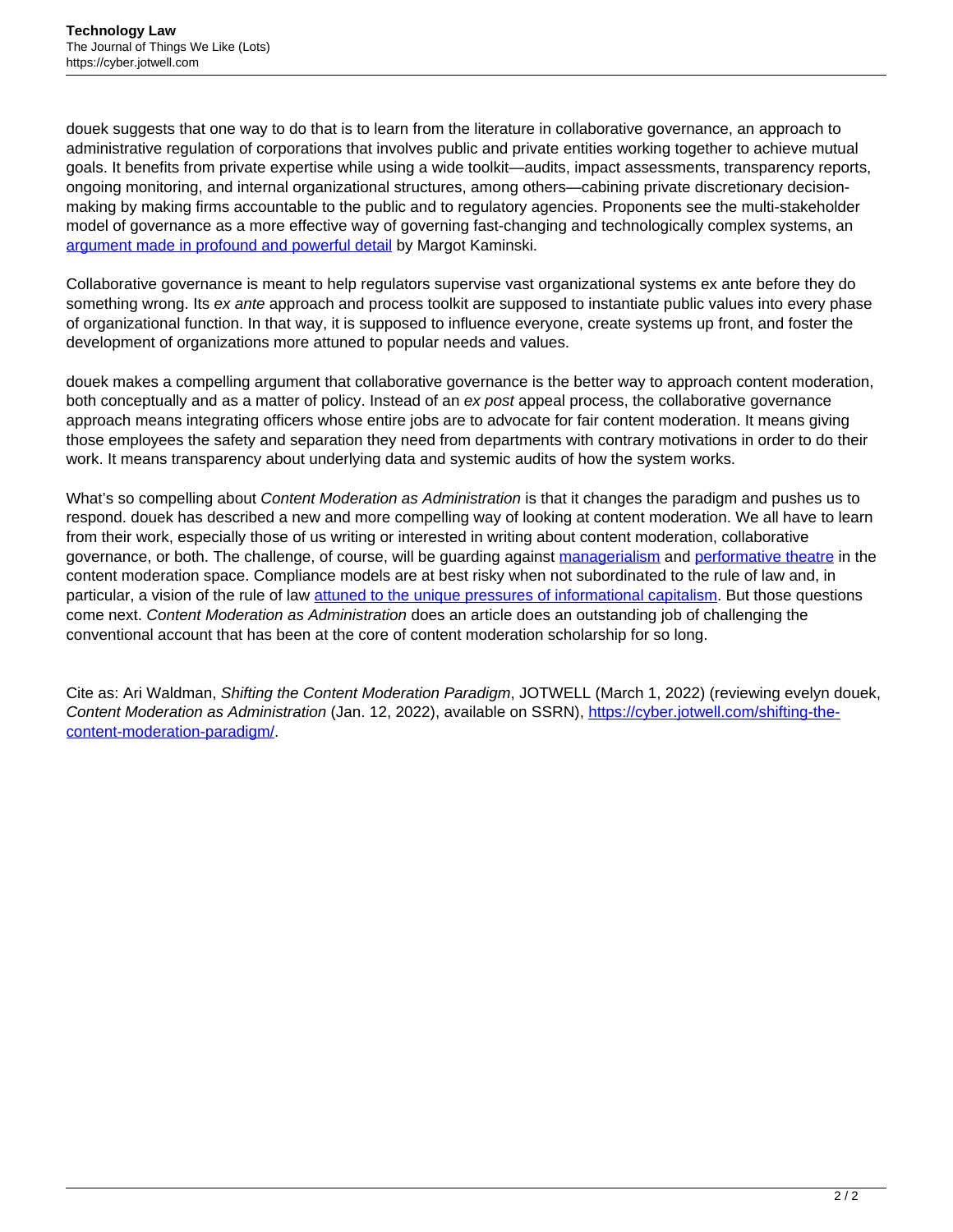douek suggests that one way to do that is to learn from the literature in collaborative governance, an approach to administrative regulation of corporations that involves public and private entities working together to achieve mutual goals. It benefits from private expertise while using a wide toolkit—audits, impact assessments, transparency reports, ongoing monitoring, and internal organizational structures, among others—cabining private discretionary decision-making by making firms accountable to the public and to regulatory agencies. Proponents see the multi-stakeholder model of governance as a more effective way of governing fast-changing and technologically complex systems, an [argument made in profound and powerful detail](#) by Margot Kaminski.

Collaborative governance is meant to help regulators supervise vast organizational systems ex ante before they do something wrong. Its *ex ante* approach and process toolkit are supposed to instantiate public values into every phase of organizational function. In that way, it is supposed to influence everyone, create systems up front, and foster the development of organizations more attuned to popular needs and values.

douek makes a compelling argument that collaborative governance is the better way to approach content moderation, both conceptually and as a matter of policy. Instead of an *ex post* appeal process, the collaborative governance approach means integrating officers whose entire jobs are to advocate for fair content moderation. It means giving those employees the safety and separation they need from departments with contrary motivations in order to do their work. It means transparency about underlying data and systemic audits of how the system works.

What's so compelling about *Content Moderation as Administration* is that it changes the paradigm and pushes us to respond. douek has described a new and more compelling way of looking at content moderation. We all have to learn from their work, especially those of us writing or interested in writing about content moderation, collaborative governance, or both. The challenge, of course, will be guarding against [managerialism](#) and [performative theatre](#) in the content moderation space. Compliance models are at best risky when not subordinated to the rule of law and, in particular, a vision of the rule of law [attuned to the unique pressures of informational capitalism](#). But those questions come next. *Content Moderation as Administration* does an article does an outstanding job of challenging the conventional account that has been at the core of content moderation scholarship for so long.

Cite as: Ari Waldman, *Shifting the Content Moderation Paradigm*, JOTWELL (March 1, 2022) (reviewing evelyn douek, *Content Moderation as Administration* (Jan. 12, 2022), available on SSRN), [https://cyber.jotwell.com/shifting-the-content-moderation-paradigm/](https://cyber.jotwell.com/shifting-the-content-moderation-paradigm/).